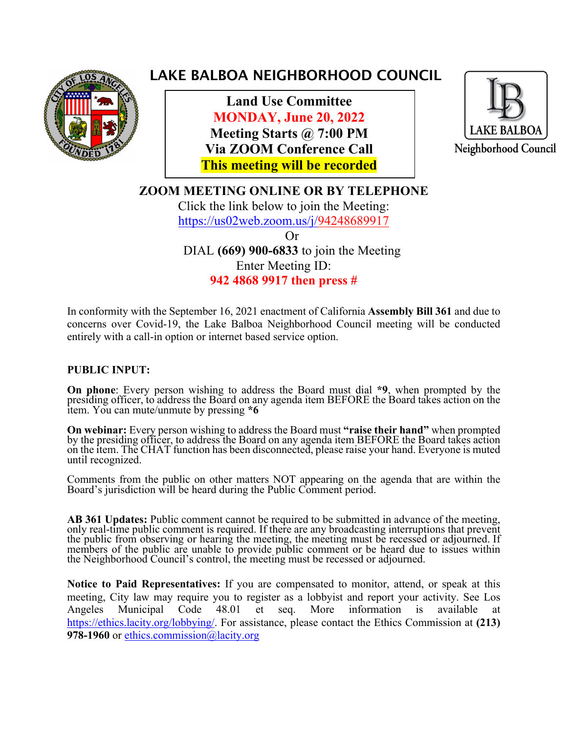# LAKE BALBOA NEIGHBORHOOD COUNCIL

**Land Use Committee**
**MONDAY, June 20, 2022**
**Meeting Starts @ 7:00 PM**
**Via ZOOM Conference Call**
**This meeting will be recorded**

LAKE BALBOA Neighborhood Council

## ZOOM MEETING ONLINE OR BY TELEPHONE

Click the link below to join the Meeting:
https://us02web.zoom.us/j/94248689917

Or

DIAL **(669) 900-6833** to join the Meeting
Enter Meeting ID:
**942 4868 9917 then press #**

In conformity with the September 16, 2021 enactment of California **Assembly Bill 361** and due to concerns over Covid-19, the Lake Balboa Neighborhood Council meeting will be conducted entirely with a call-in option or internet based service option.

**PUBLIC INPUT:**

**On phone**: Every person wishing to address the Board must dial ***9**, when prompted by the presiding officer, to address the Board on any agenda item BEFORE the Board takes action on the item. You can mute/unmute by pressing ***6**

**On webinar:** Every person wishing to address the Board must **"raise their hand"** when prompted by the presiding officer, to address the Board on any agenda item BEFORE the Board takes action on the item. The CHAT function has been disconnected, please raise your hand. Everyone is muted until recognized.

Comments from the public on other matters NOT appearing on the agenda that are within the Board's jurisdiction will be heard during the Public Comment period.

**AB 361 Updates:** Public comment cannot be required to be submitted in advance of the meeting, only real-time public comment is required. If there are any broadcasting interruptions that prevent the public from observing or hearing the meeting, the meeting must be recessed or adjourned. If members of the public are unable to provide public comment or be heard due to issues within the Neighborhood Council's control, the meeting must be recessed or adjourned.

**Notice to Paid Representatives:** If you are compensated to monitor, attend, or speak at this meeting, City law may require you to register as a lobbyist and report your activity. See Los Angeles Municipal Code 48.01 et seq. More information is available at https://ethics.lacity.org/lobbying/. For assistance, please contact the Ethics Commission at **(213) 978-1960** or ethics.commission@lacity.org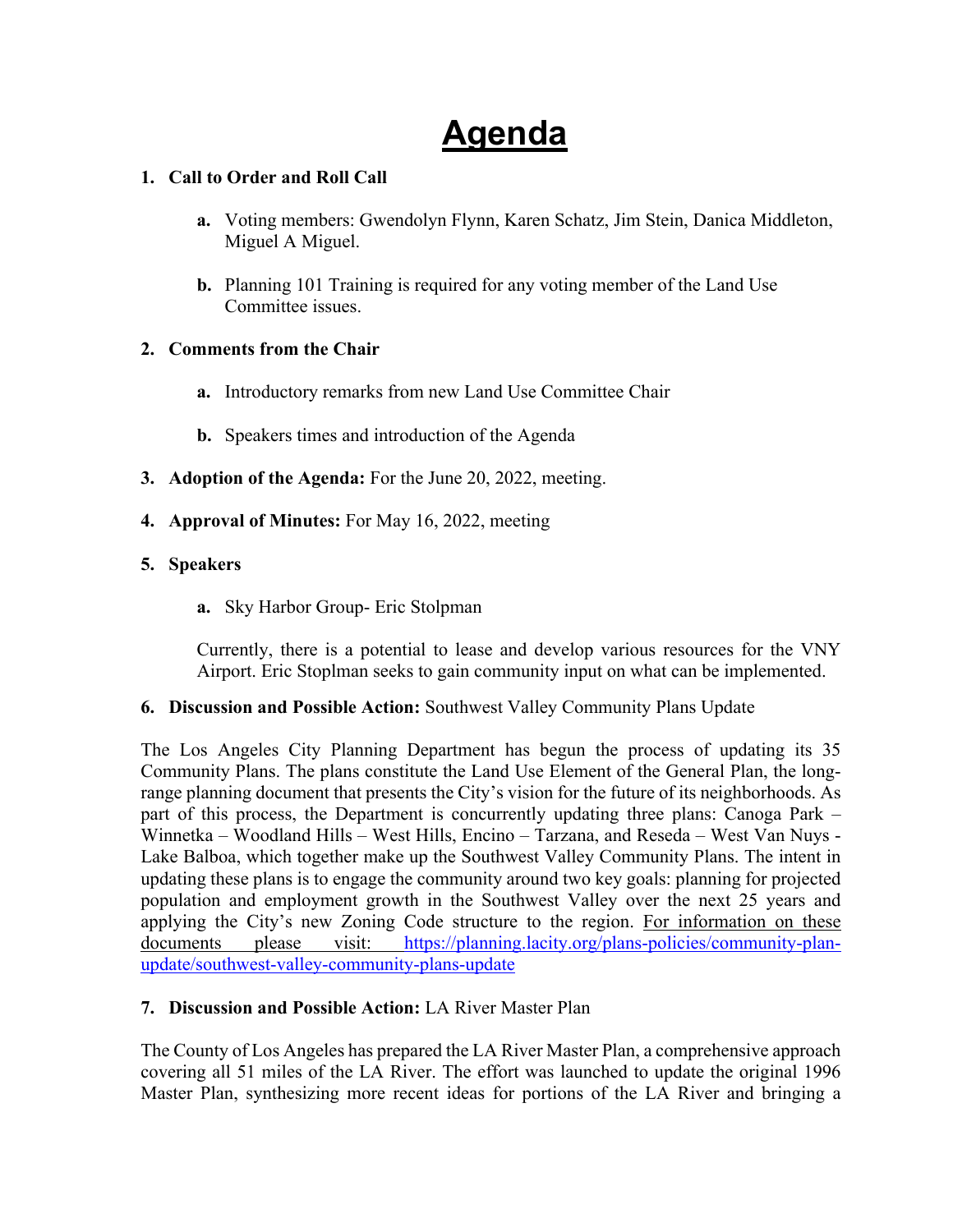# Agenda

1. **Call to Order and Roll Call**

   a. Voting members: Gwendolyn Flynn, Karen Schatz, Jim Stein, Danica Middleton, Miguel A Miguel.

   b. Planning 101 Training is required for any voting member of the Land Use Committee issues.

2. **Comments from the Chair**

   a. Introductory remarks from new Land Use Committee Chair

   b. Speakers times and introduction of the Agenda

3. **Adoption of the Agenda:** For the June 20, 2022, meeting.

4. **Approval of Minutes:** For May 16, 2022, meeting

5. **Speakers**

   a. Sky Harbor Group- Eric Stolpman

   Currently, there is a potential to lease and develop various resources for the VNY Airport. Eric Stoplman seeks to gain community input on what can be implemented.

6. **Discussion and Possible Action:** Southwest Valley Community Plans Update

The Los Angeles City Planning Department has begun the process of updating its 35 Community Plans. The plans constitute the Land Use Element of the General Plan, the long-range planning document that presents the City's vision for the future of its neighborhoods. As part of this process, the Department is concurrently updating three plans: Canoga Park – Winnetka – Woodland Hills – West Hills, Encino – Tarzana, and Reseda – West Van Nuys - Lake Balboa, which together make up the Southwest Valley Community Plans. The intent in updating these plans is to engage the community around two key goals: planning for projected population and employment growth in the Southwest Valley over the next 25 years and applying the City's new Zoning Code structure to the region. For information on these documents please visit: https://planning.lacity.org/plans-policies/community-plan-update/southwest-valley-community-plans-update

7. **Discussion and Possible Action:** LA River Master Plan

The County of Los Angeles has prepared the LA River Master Plan, a comprehensive approach covering all 51 miles of the LA River. The effort was launched to update the original 1996 Master Plan, synthesizing more recent ideas for portions of the LA River and bringing a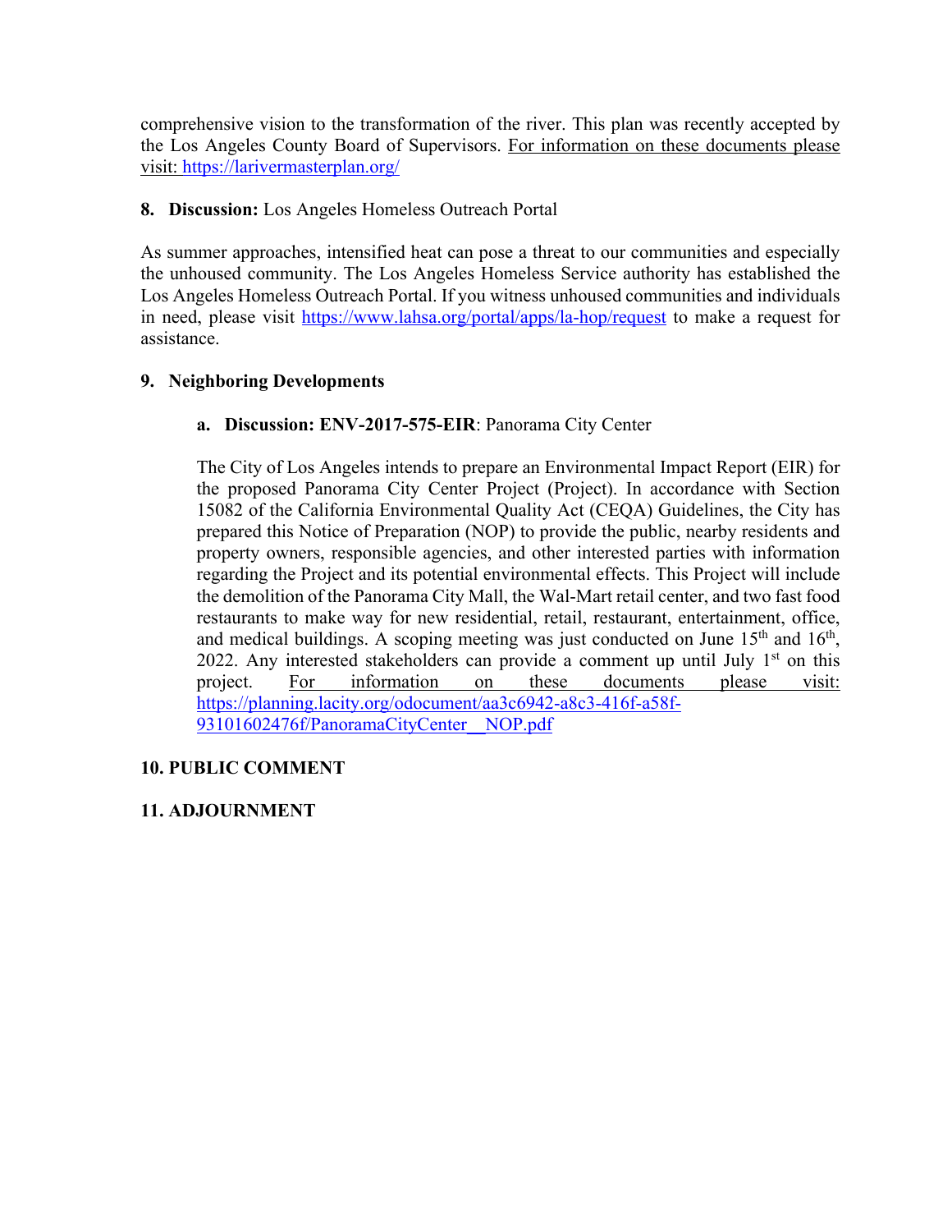comprehensive vision to the transformation of the river. This plan was recently accepted by the Los Angeles County Board of Supervisors. For information on these documents please visit: https://larivermasterplan.org/

**8. Discussion:** Los Angeles Homeless Outreach Portal

As summer approaches, intensified heat can pose a threat to our communities and especially the unhoused community. The Los Angeles Homeless Service authority has established the Los Angeles Homeless Outreach Portal. If you witness unhoused communities and individuals in need, please visit https://www.lahsa.org/portal/apps/la-hop/request to make a request for assistance.

**9. Neighboring Developments**

**a. Discussion: ENV-2017-575-EIR**: Panorama City Center

The City of Los Angeles intends to prepare an Environmental Impact Report (EIR) for the proposed Panorama City Center Project (Project). In accordance with Section 15082 of the California Environmental Quality Act (CEQA) Guidelines, the City has prepared this Notice of Preparation (NOP) to provide the public, nearby residents and property owners, responsible agencies, and other interested parties with information regarding the Project and its potential environmental effects. This Project will include the demolition of the Panorama City Mall, the Wal-Mart retail center, and two fast food restaurants to make way for new residential, retail, restaurant, entertainment, office, and medical buildings. A scoping meeting was just conducted on June 15th and 16th, 2022. Any interested stakeholders can provide a comment up until July 1st on this project. For information on these documents please visit: https://planning.lacity.org/odocument/aa3c6942-a8c3-416f-a58f-93101602476f/PanoramaCityCenter__NOP.pdf

**10. PUBLIC COMMENT**

**11. ADJOURNMENT**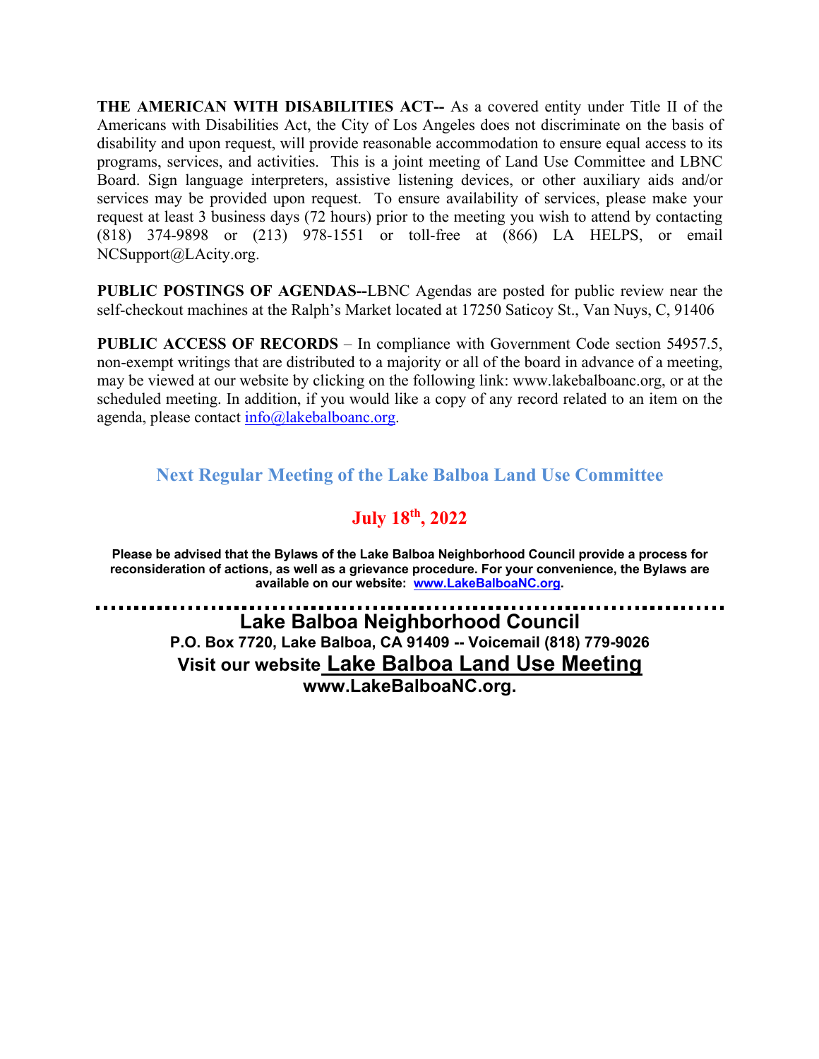**THE AMERICAN WITH DISABILITIES ACT--** As a covered entity under Title II of the Americans with Disabilities Act, the City of Los Angeles does not discriminate on the basis of disability and upon request, will provide reasonable accommodation to ensure equal access to its programs, services, and activities. This is a joint meeting of Land Use Committee and LBNC Board. Sign language interpreters, assistive listening devices, or other auxiliary aids and/or services may be provided upon request. To ensure availability of services, please make your request at least 3 business days (72 hours) prior to the meeting you wish to attend by contacting (818) 374-9898 or (213) 978-1551 or toll-free at (866) LA HELPS, or email NCSupport@LAcity.org.

**PUBLIC POSTINGS OF AGENDAS--**LBNC Agendas are posted for public review near the self-checkout machines at the Ralph's Market located at 17250 Saticoy St., Van Nuys, C, 91406

**PUBLIC ACCESS OF RECORDS** – In compliance with Government Code section 54957.5, non-exempt writings that are distributed to a majority or all of the board in advance of a meeting, may be viewed at our website by clicking on the following link: www.lakebalboanc.org, or at the scheduled meeting. In addition, if you would like a copy of any record related to an item on the agenda, please contact info@lakebalboanc.org.

## Next Regular Meeting of the Lake Balboa Land Use Committee

## July 18th, 2022

**Please be advised that the Bylaws of the Lake Balboa Neighborhood Council provide a process for reconsideration of actions, as well as a grievance procedure. For your convenience, the Bylaws are available on our website: www.LakeBalboaNC.org.**

---

**Lake Balboa Neighborhood Council**

**P.O. Box 7720, Lake Balboa, CA 91409 -- Voicemail (818) 779-9026**

**Visit our website Lake Balboa Land Use Meeting**

**www.LakeBalboaNC.org.**